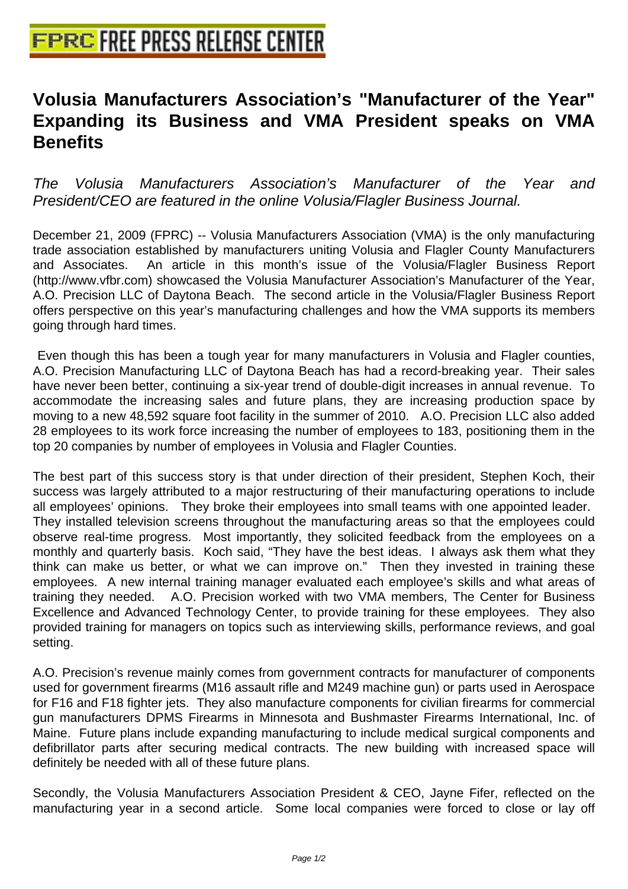# Volusia Manufacturers Association's "Manufacturer of the Year" Expanding its Business and VMA President speaks on VMA Benefits

*The Volusia Manufacturers Association's Manufacturer of the Year and President/CEO are featured in the online Volusia/Flagler Business Journal.*

December 21, 2009 (FPRC) -- Volusia Manufacturers Association (VMA) is the only manufacturing trade association established by manufacturers uniting Volusia and Flagler County Manufacturers and Associates. An article in this month's issue of the Volusia/Flagler Business Report (http://www.vfbr.com) showcased the Volusia Manufacturer Association's Manufacturer of the Year, A.O. Precision LLC of Daytona Beach. The second article in the Volusia/Flagler Business Report offers perspective on this year's manufacturing challenges and how the VMA supports its members going through hard times.

Even though this has been a tough year for many manufacturers in Volusia and Flagler counties, A.O. Precision Manufacturing LLC of Daytona Beach has had a record-breaking year. Their sales have never been better, continuing a six-year trend of double-digit increases in annual revenue. To accommodate the increasing sales and future plans, they are increasing production space by moving to a new 48,592 square foot facility in the summer of 2010. A.O. Precision LLC also added 28 employees to its work force increasing the number of employees to 183, positioning them in the top 20 companies by number of employees in Volusia and Flagler Counties.

The best part of this success story is that under direction of their president, Stephen Koch, their success was largely attributed to a major restructuring of their manufacturing operations to include all employees' opinions. They broke their employees into small teams with one appointed leader. They installed television screens throughout the manufacturing areas so that the employees could observe real-time progress. Most importantly, they solicited feedback from the employees on a monthly and quarterly basis. Koch said, "They have the best ideas. I always ask them what they think can make us better, or what we can improve on." Then they invested in training these employees. A new internal training manager evaluated each employee's skills and what areas of training they needed. A.O. Precision worked with two VMA members, The Center for Business Excellence and Advanced Technology Center, to provide training for these employees. They also provided training for managers on topics such as interviewing skills, performance reviews, and goal setting.

A.O. Precision's revenue mainly comes from government contracts for manufacturer of components used for government firearms (M16 assault rifle and M249 machine gun) or parts used in Aerospace for F16 and F18 fighter jets. They also manufacture components for civilian firearms for commercial gun manufacturers DPMS Firearms in Minnesota and Bushmaster Firearms International, Inc. of Maine. Future plans include expanding manufacturing to include medical surgical components and defibrillator parts after securing medical contracts. The new building with increased space will definitely be needed with all of these future plans.

Secondly, the Volusia Manufacturers Association President & CEO, Jayne Fifer, reflected on the manufacturing year in a second article. Some local companies were forced to close or lay off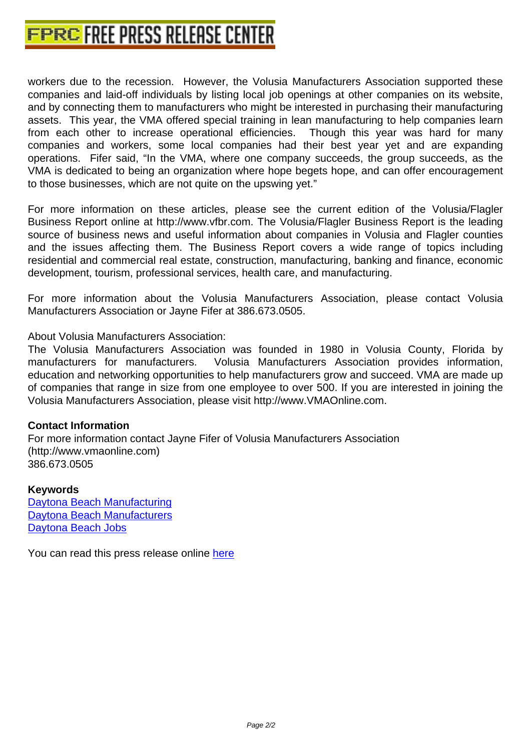workers due to the recession. However, the Volusia Manufacturers Association supported these companies and laid-off individuals by listing local job openings at other companies on its website, and by connecting them to manufacturers who might be interested in purchasing their manufacturing assets. This year, the VMA offered special training in lean manufacturing to help companies learn from each other to increase operational efficiencies. Though this year was hard for many companies and workers, some local companies had their best year yet and are expanding operations. Fifer said, "In the VMA, where one company succeeds, the group succeeds, as the VMA is dedicated to being an organization where hope begets hope, and can offer encouragement to those businesses, which are not quite on the upswing yet."

For more information on these articles, please see the current edition of the Volusia/Flagler Business Report online at http://www.vfbr.com. The Volusia/Flagler Business Report is the leading source of business news and useful information about companies in Volusia and Flagler counties and the issues affecting them. The Business Report covers a wide range of topics including residential and commercial real estate, construction, manufacturing, banking and finance, economic development, tourism, professional services, health care, and manufacturing.

For more information about the Volusia Manufacturers Association, please contact Volusia Manufacturers Association or Jayne Fifer at 386.673.0505.

About Volusia Manufacturers Association:
The Volusia Manufacturers Association was founded in 1980 in Volusia County, Florida by manufacturers for manufacturers. Volusia Manufacturers Association provides information, education and networking opportunities to help manufacturers grow and succeed. VMA are made up of companies that range in size from one employee to over 500. If you are interested in joining the Volusia Manufacturers Association, please visit http://www.VMAOnline.com.

**Contact Information**
For more information contact Jayne Fifer of Volusia Manufacturers Association
(http://www.vmaonline.com)
386.673.0505

**Keywords**
Daytona Beach Manufacturing
Daytona Beach Manufacturers
Daytona Beach Jobs

You can read this press release online here